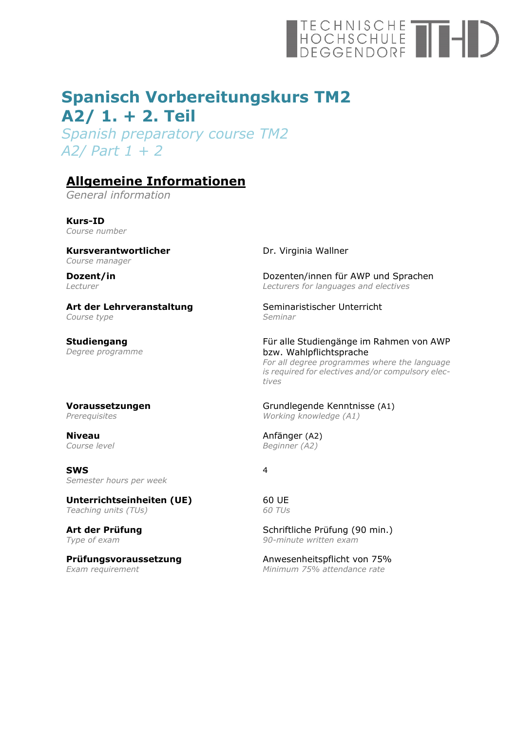# Spanisch Vorbereitungskurs TM2 A2/ 1. + 2. Teil

*Spanish preparatory course TM2 A2/ Part 1 + 2*

## Allgemeine Informationen

*General information*

| | |
|---|---|
| **Kurs-ID**<br>*Course number* | |
| **Kursverantwortlicher**<br>*Course manager* | Dr. Virginia Wallner |
| **Dozent/in**<br>*Lecturer* | Dozenten/innen für AWP und Sprachen<br>*Lecturers for languages and electives* |
| **Art der Lehrveranstaltung**<br>*Course type* | Seminaristischer Unterricht<br>*Seminar* |
| **Studiengang**<br>*Degree programme* | Für alle Studiengänge im Rahmen von AWP bzw. Wahlpflichtsprache<br>*For all degree programmes where the language is required for electives and/or compulsory electives* |
| **Voraussetzungen**<br>*Prerequisites* | Grundlegende Kenntnisse (A1)<br>*Working knowledge (A1)* |
| **Niveau**<br>*Course level* | Anfänger (A2)<br>*Beginner (A2)* |
| **SWS**<br>*Semester hours per week* | 4 |
| **Unterrichtseinheiten (UE)**<br>*Teaching units (TUs)* | 60 UE<br>*60 TUs* |
| **Art der Prüfung**<br>*Type of exam* | Schriftliche Prüfung (90 min.)<br>*90-minute written exam* |
| **Prüfungsvoraussetzung**<br>*Exam requirement* | Anwesenheitspflicht von 75%<br>*Minimum 75% attendance rate* |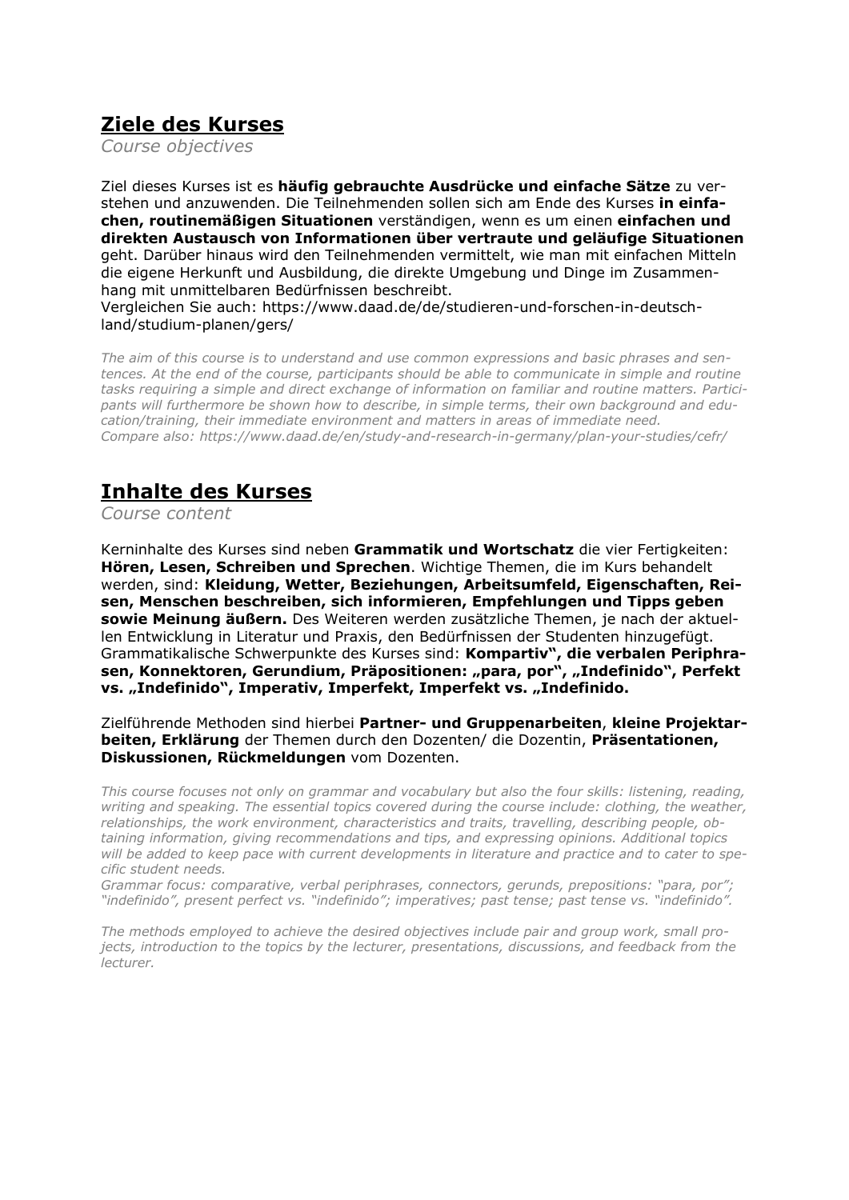## Ziele des Kurses

*Course objectives*

Ziel dieses Kurses ist es **häufig gebrauchte Ausdrücke und einfache Sätze** zu verstehen und anzuwenden. Die Teilnehmenden sollen sich am Ende des Kurses **in einfachen, routinemäßigen Situationen** verständigen, wenn es um einen **einfachen und direkten Austausch von Informationen über vertraute und geläufige Situationen** geht. Darüber hinaus wird den Teilnehmenden vermittelt, wie man mit einfachen Mitteln die eigene Herkunft und Ausbildung, die direkte Umgebung und Dinge im Zusammenhang mit unmittelbaren Bedürfnissen beschreibt.
Vergleichen Sie auch: https://www.daad.de/de/studieren-und-forschen-in-deutschland/studium-planen/gers/

*The aim of this course is to understand and use common expressions and basic phrases and sentences. At the end of the course, participants should be able to communicate in simple and routine tasks requiring a simple and direct exchange of information on familiar and routine matters. Participants will furthermore be shown how to describe, in simple terms, their own background and education/training, their immediate environment and matters in areas of immediate need.*
*Compare also: https://www.daad.de/en/study-and-research-in-germany/plan-your-studies/cefr/*

## Inhalte des Kurses

*Course content*

Kerninhalte des Kurses sind neben **Grammatik und Wortschatz** die vier Fertigkeiten: **Hören, Lesen, Schreiben und Sprechen**. Wichtige Themen, die im Kurs behandelt werden, sind: **Kleidung, Wetter, Beziehungen, Arbeitsumfeld, Eigenschaften, Reisen, Menschen beschreiben, sich informieren, Empfehlungen und Tipps geben sowie Meinung äußern.** Des Weiteren werden zusätzliche Themen, je nach der aktuellen Entwicklung in Literatur und Praxis, den Bedürfnissen der Studenten hinzugefügt.
Grammatikalische Schwerpunkte des Kurses sind: **Kompartiv", die verbalen Periphrasen, Konnektoren, Gerundium, Präpositionen: „para, por", „Indefinido", Perfekt vs. „Indefinido", Imperativ, Imperfekt, Imperfekt vs. „Indefinido.**

Zielführende Methoden sind hierbei **Partner- und Gruppenarbeiten**, **kleine Projektarbeiten, Erklärung** der Themen durch den Dozenten/ die Dozentin, **Präsentationen, Diskussionen, Rückmeldungen** vom Dozenten.

*This course focuses not only on grammar and vocabulary but also the four skills: listening, reading, writing and speaking. The essential topics covered during the course include: clothing, the weather, relationships, the work environment, characteristics and traits, travelling, describing people, obtaining information, giving recommendations and tips, and expressing opinions. Additional topics will be added to keep pace with current developments in literature and practice and to cater to specific student needs.*
*Grammar focus: comparative, verbal periphrases, connectors, gerunds, prepositions: "para, por"; "indefinido", present perfect vs. "indefinido"; imperatives; past tense; past tense vs. "indefinido".*

*The methods employed to achieve the desired objectives include pair and group work, small projects, introduction to the topics by the lecturer, presentations, discussions, and feedback from the lecturer.*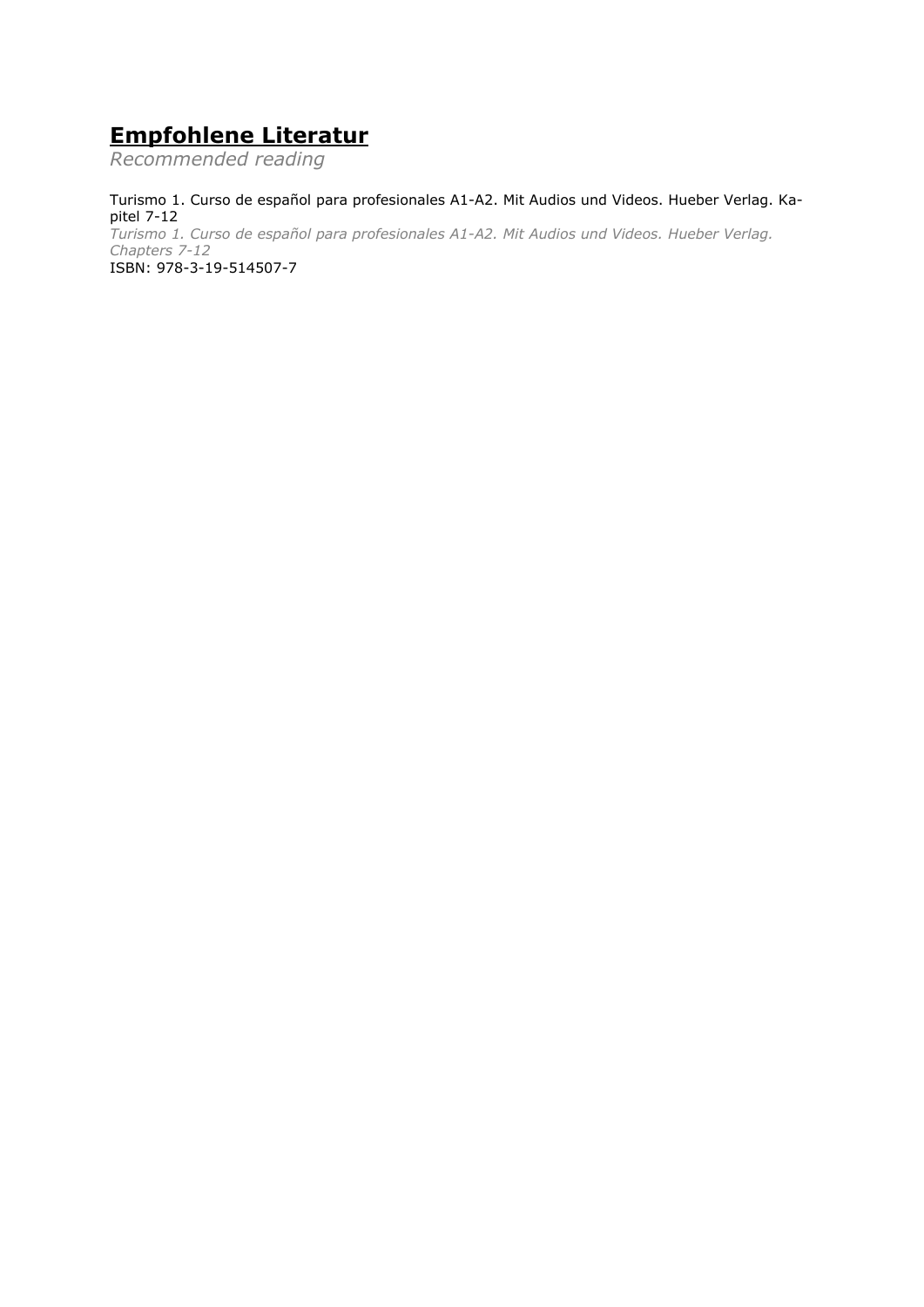## **Empfohlene Literatur**

*Recommended reading*

Turismo 1. Curso de español para profesionales A1-A2. Mit Audios und Videos. Hueber Verlag. Kapitel 7-12

*Turismo 1. Curso de español para profesionales A1-A2. Mit Audios und Videos. Hueber Verlag. Chapters 7-12*

ISBN: 978-3-19-514507-7